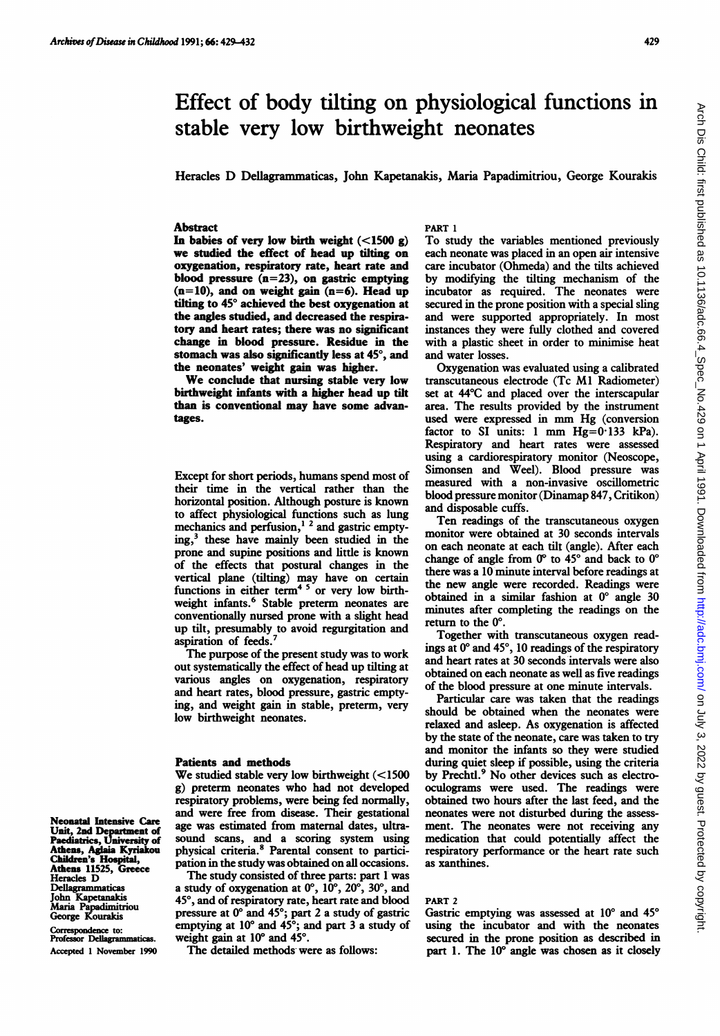# Effect of body tilting on physiological functions in stable very low birthweight neonates

Heracles D Dellagrammaticas, John Kapetanakis, Maria Papadimitriou, George Kourakis

## Abstract

**In babies of very low birth weight (<1500 g) we studied the effect of head up tilting on oxygenation, respiratory rate, heart rate and blood pressure (n=23), on gastric emptying (n=10), and on weight gain (n=6). Head up tilting to 45° achieved the best oxygenation at the angles studied, and decreased the respiratory and heart rates; there was no significant change in blood pressure. Residue in the stomach was also significantly less at 45°, and the neonates' weight gain was higher.**

**We conclude that nursing stable very low birthweight infants with a higher head up tilt than is conventional may have some advantages.**

Except for short periods, humans spend most of their time in the vertical rather than the horizontal position. Although posture is known to affect physiological functions such as lung mechanics and perfusion,[1 2] and gastric emptying,[3] these have mainly been studied in the prone and supine positions and little is known of the effects that postural changes in the vertical plane (tilting) may have on certain functions in either term[4 5] or very low birthweight infants.[6] Stable preterm neonates are conventionally nursed prone with a slight head up tilt, presumably to avoid regurgitation and aspiration of feeds.[7]

The purpose of the present study was to work out systematically the effect of head up tilting at various angles on oxygenation, respiratory and heart rates, blood pressure, gastric emptying, and weight gain in stable, preterm, very low birthweight neonates.

## Patients and methods

We studied stable very low birthweight (<1500 g) preterm neonates who had not developed respiratory problems, were being fed normally, and were free from disease. Their gestational age was estimated from maternal dates, ultrasound scans, and a scoring system using physical criteria.[8] Parental consent to participation in the study was obtained on all occasions.

The study consisted of three parts: part 1 was a study of oxygenation at 0°, 10°, 20°, 30°, and 45°, and of respiratory rate, heart rate and blood pressure at 0° and 45°; part 2 a study of gastric emptying at 10° and 45°; and part 3 a study of weight gain at 10° and 45°.

The detailed methods were as follows:

### PART 1

To study the variables mentioned previously each neonate was placed in an open air intensive care incubator (Ohmeda) and the tilts achieved by modifying the tilting mechanism of the incubator as required. The neonates were secured in the prone position with a special sling and were supported appropriately. In most instances they were fully clothed and covered with a plastic sheet in order to minimise heat and water losses.

Oxygenation was evaluated using a calibrated transcutaneous electrode (Tc M1 Radiometer) set at 44°C and placed over the interscapular area. The results provided by the instrument used were expressed in mm Hg (conversion factor to SI units: 1 mm Hg=0·133 kPa). Respiratory and heart rates were assessed using a cardiorespiratory monitor (Neoscope, Simonsen and Weel). Blood pressure was measured with a non-invasive oscillometric blood pressure monitor (Dinamap 847, Critikon) and disposable cuffs.

Ten readings of the transcutaneous oxygen monitor were obtained at 30 seconds intervals on each neonate at each tilt (angle). After each change of angle from 0° to 45° and back to 0° there was a 10 minute interval before readings at the new angle were recorded. Readings were obtained in a similar fashion at 0° angle 30 minutes after completing the readings on the return to the 0°.

Together with transcutaneous oxygen readings at 0° and 45°, 10 readings of the respiratory and heart rates at 30 seconds intervals were also obtained on each neonate as well as five readings of the blood pressure at one minute intervals.

Particular care was taken that the readings should be obtained when the neonates were relaxed and asleep. As oxygenation is affected by the state of the neonate, care was taken to try and monitor the infants so they were studied during quiet sleep if possible, using the criteria by Prechtl.[9] No other devices such as electro-oculograms were used. The readings were obtained two hours after the last feed, and the neonates were not disturbed during the assessment. The neonates were not receiving any medication that could potentially affect the respiratory performance or the heart rate such as xanthines.

### PART 2

Gastric emptying was assessed at 10° and 45° using the incubator and with the neonates secured in the prone position as described in part 1. The 10° angle was chosen as it closely

Neonatal Intensive Care Unit, 2nd Department of Paediatrics, University of Athens, Aglaia Kyriakou Children's Hospital, Athens 11525, Greece
Heracles D Dellagrammaticas
John Kapetanakis
Maria Papadimitriou
George Kourakis

Correspondence to: Professor Dellagrammaticas.

Accepted 1 November 1990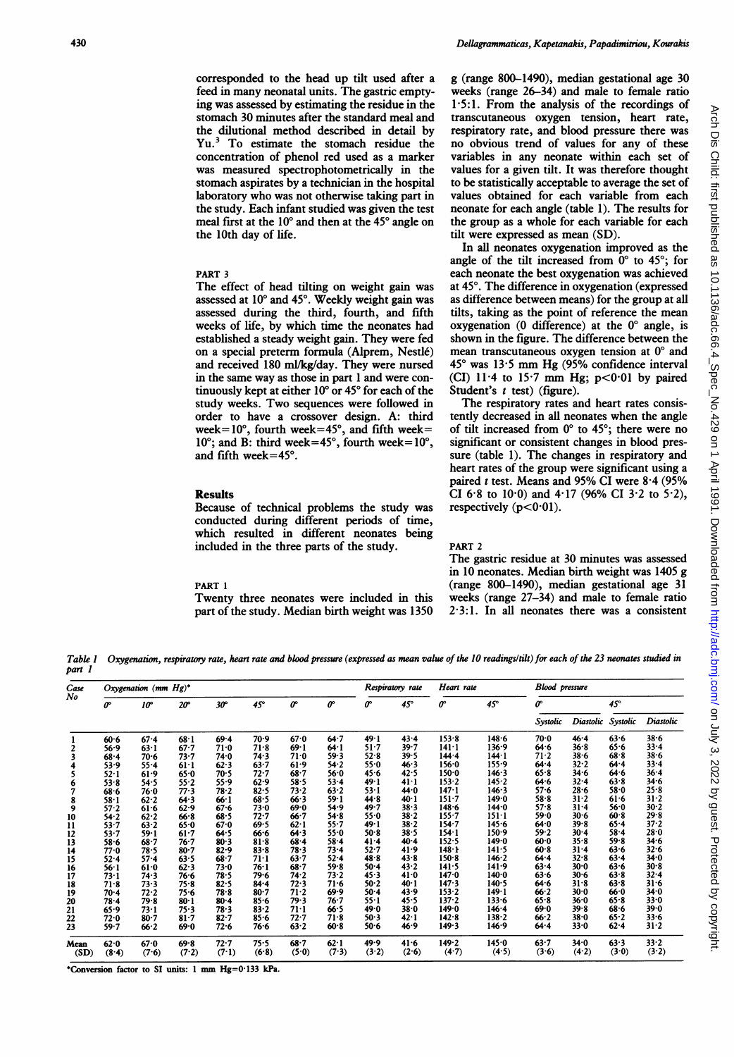corresponded to the head up tilt used after a feed in many neonatal units. The gastric emptying was assessed by estimating the residue in the stomach 30 minutes after the standard meal and the dilutional method described in detail by Yu.[3] To estimate the stomach residue the concentration of phenol red used as a marker was measured spectrophotometrically in the stomach aspirates by a technician in the hospital laboratory who was not otherwise taking part in the study. Each infant studied was given the test meal first at the 10° and then at the 45° angle on the 10th day of life.

### PART 3

The effect of head tilting on weight gain was assessed at 10° and 45°. Weekly weight gain was assessed during the third, fourth, and fifth weeks of life, by which time the neonates had established a steady weight gain. They were fed on a special preterm formula (Alprem, Nestlé) and received 180 ml/kg/day. They were nursed in the same way as those in part 1 and were continuously kept at either 10° or 45° for each of the study weeks. Two sequences were followed in order to have a crossover design. A: third week=10°, fourth week=45°, and fifth week=10°; and B: third week=45°, fourth week=10°, and fifth week=45°.

## Results

Because of technical problems the study was conducted during different periods of time, which resulted in different neonates being included in the three parts of the study.

### PART 1

Twenty three neonates were included in this part of the study. Median birth weight was 1350 g (range 800–1490), median gestational age 30 weeks (range 26–34) and male to female ratio 1·5:1. From the analysis of the recordings of transcutaneous oxygen tension, heart rate, respiratory rate, and blood pressure there was no obvious trend of values for any of these variables in any neonate within each set of values for a given tilt. It was therefore thought to be statistically acceptable to average the set of values obtained for each variable from each neonate for each angle (table 1). The results for the group as a whole for each variable for each tilt were expressed as mean (SD).

In all neonates oxygenation improved as the angle of the tilt increased from 0° to 45°; for each neonate the best oxygenation was achieved at 45°. The difference in oxygenation (expressed as difference between means) for the group at all tilts, taking as the point of reference the mean oxygenation (0 difference) at the 0° angle, is shown in the figure. The difference between the mean transcutaneous oxygen tension at 0° and 45° was 13·5 mm Hg (95% confidence interval (CI) 11·4 to 15·7 mm Hg; $p<0.01$ by paired Student's $t$ test) (figure).

The respiratory rates and heart rates consistently decreased in all neonates when the angle of tilt increased from 0° to 45°; there were no significant or consistent changes in blood pressure (table 1). The changes in respiratory and heart rates of the group were significant using a paired $t$ test. Means and 95% CI were 8·4 (95% CI 6·8 to 10·0) and 4·17 (96% CI 3·2 to 5·2), respectively ($p<0.01$).

### PART 2

The gastric residue at 30 minutes was assessed in 10 neonates. Median birth weight was 1405 g (range 800–1490), median gestational age 31 weeks (range 27–34) and male to female ratio 2·3:1. In all neonates there was a consistent

*Table 1 Oxygenation, respiratory rate, heart rate and blood pressure (expressed as mean value of the 10 readings/tilt) for each of the 23 neonates studied in part 1*

| Case No | Oxygenation (mm Hg)* | | | | | | | Respiratory rate | | Heart rate | | Blood pressure | | | |
|---|---|---|---|---|---|---|---|---|---|---|---|---|---|---|---|
| | 0° | 10° | 20° | 30° | 45° | 0° | 0° | 0° | 45° | 0° | 45° | 0° | | 45° | |
| | | | | | | | | | | | | Systolic | Diastolic | Systolic | Diastolic |
| 1 | 60·6 | 67·4 | 68·1 | 69·4 | 70·9 | 67·0 | 64·7 | 49·1 | 43·4 | 153·8 | 148·6 | 70·0 | 46·4 | 63·6 | 38·6 |
| 2 | 56·9 | 63·1 | 67·7 | 71·0 | 71·8 | 69·1 | 64·1 | 51·7 | 39·7 | 141·1 | 136·9 | 64·6 | 36·8 | 65·6 | 33·4 |
| 3 | 68·4 | 70·6 | 73·7 | 74·0 | 74·3 | 71·0 | 59·3 | 52·8 | 39·5 | 144·4 | 144·1 | 71·2 | 38·6 | 68·8 | 38·6 |
| 4 | 53·9 | 55·4 | 61·1 | 62·3 | 63·7 | 61·9 | 54·2 | 55·0 | 46·3 | 156·0 | 155·9 | 64·4 | 32·2 | 64·4 | 33·4 |
| 5 | 52·1 | 61·9 | 65·0 | 70·5 | 72·7 | 68·7 | 56·0 | 45·6 | 42·5 | 150·0 | 146·3 | 65·8 | 34·6 | 64·6 | 36·4 |
| 6 | 53·8 | 54·5 | 55·2 | 55·9 | 62·9 | 58·5 | 53·4 | 49·1 | 41·1 | 153·2 | 145·2 | 64·6 | 32·4 | 63·8 | 34·6 |
| 7 | 68·6 | 76·0 | 77·3 | 78·2 | 82·5 | 73·2 | 63·2 | 53·1 | 44·0 | 147·1 | 146·3 | 57·6 | 28·6 | 58·0 | 25·8 |
| 8 | 58·1 | 62·2 | 64·3 | 66·1 | 68·5 | 66·3 | 59·1 | 44·8 | 40·1 | 151·7 | 149·0 | 58·8 | 31·2 | 61·6 | 31·2 |
| 9 | 57·2 | 61·6 | 62·9 | 67·6 | 73·0 | 69·0 | 54·9 | 49·7 | 38·3 | 148·6 | 144·0 | 57·8 | 31·4 | 56·0 | 30·2 |
| 10 | 54·2 | 62·2 | 66·8 | 68·5 | 72·7 | 66·7 | 54·8 | 55·0 | 38·2 | 155·7 | 151·1 | 59·0 | 30·6 | 60·8 | 29·8 |
| 11 | 53·7 | 63·2 | 65·0 | 67·0 | 69·5 | 62·1 | 55·7 | 49·1 | 38·2 | 154·7 | 145·6 | 64·0 | 39·8 | 65·4 | 37·2 |
| 12 | 53·7 | 59·1 | 61·7 | 64·5 | 66·6 | 64·3 | 55·0 | 50·8 | 38·5 | 154·1 | 150·9 | 59·2 | 30·4 | 58·4 | 28·0 |
| 13 | 58·6 | 68·7 | 76·7 | 80·3 | 81·8 | 68·4 | 58·4 | 41·4 | 40·4 | 152·5 | 149·0 | 60·0 | 35·8 | 59·8 | 34·6 |
| 14 | 77·0 | 78·5 | 80·7 | 82·9 | 83·8 | 78·3 | 73·4 | 52·7 | 41·9 | 148·1 | 141·5 | 60·8 | 31·4 | 63·6 | 32·6 |
| 15 | 52·4 | 57·4 | 63·5 | 68·7 | 71·1 | 63·7 | 52·4 | 48·8 | 43·8 | 150·8 | 146·2 | 64·4 | 32·8 | 63·4 | 34·0 |
| 16 | 56·1 | 61·0 | 62·3 | 73·0 | 76·1 | 68·7 | 59·8 | 50·4 | 43·2 | 141·5 | 141·9 | 63·4 | 30·0 | 63·6 | 30·8 |
| 17 | 73·1 | 74·3 | 76·6 | 78·5 | 79·6 | 74·2 | 73·2 | 45·3 | 41·0 | 147·0 | 140·0 | 63·6 | 30·6 | 63·8 | 32·4 |
| 18 | 71·8 | 73·3 | 75·8 | 82·5 | 84·4 | 72·3 | 71·6 | 50·2 | 40·1 | 147·3 | 140·5 | 64·6 | 31·8 | 63·8 | 31·6 |
| 19 | 70·4 | 72·2 | 75·6 | 78·8 | 80·7 | 71·2 | 69·9 | 50·4 | 43·9 | 153·2 | 149·1 | 66·2 | 30·0 | 66·0 | 34·0 |
| 20 | 78·4 | 79·8 | 80·1 | 80·4 | 85·6 | 79·3 | 76·7 | 55·1 | 45·5 | 137·2 | 133·6 | 65·8 | 36·0 | 65·8 | 33·0 |
| 21 | 65·9 | 73·1 | 75·3 | 78·3 | 83·2 | 71·1 | 66·5 | 49·0 | 38·0 | 149·0 | 146·4 | 69·0 | 39·8 | 68·6 | 39·0 |
| 22 | 72·0 | 80·7 | 81·7 | 82·7 | 85·6 | 72·7 | 71·8 | 50·3 | 42·1 | 142·8 | 138·2 | 66·2 | 38·0 | 65·2 | 33·6 |
| 23 | 59·7 | 66·2 | 69·0 | 72·6 | 76·6 | 63·2 | 60·8 | 50·6 | 46·9 | 149·3 | 146·9 | 64·4 | 33·0 | 62·4 | 31·2 |
| Mean (SD) | 62·0 (8·4) | 67·0 (7·6) | 69·8 (7·2) | 72·7 (7·1) | 75·5 (6·8) | 68·7 (5·0) | 62·1 (7·3) | 49·9 (3·2) | 41·6 (2·6) | 149·2 (4·7) | 145·0 (4·5) | 63·7 (3·6) | 34·0 (4·2) | 63·3 (3·0) | 33·2 (3·2) |

*Conversion factor to SI units: 1 mm Hg=0·133 kPa.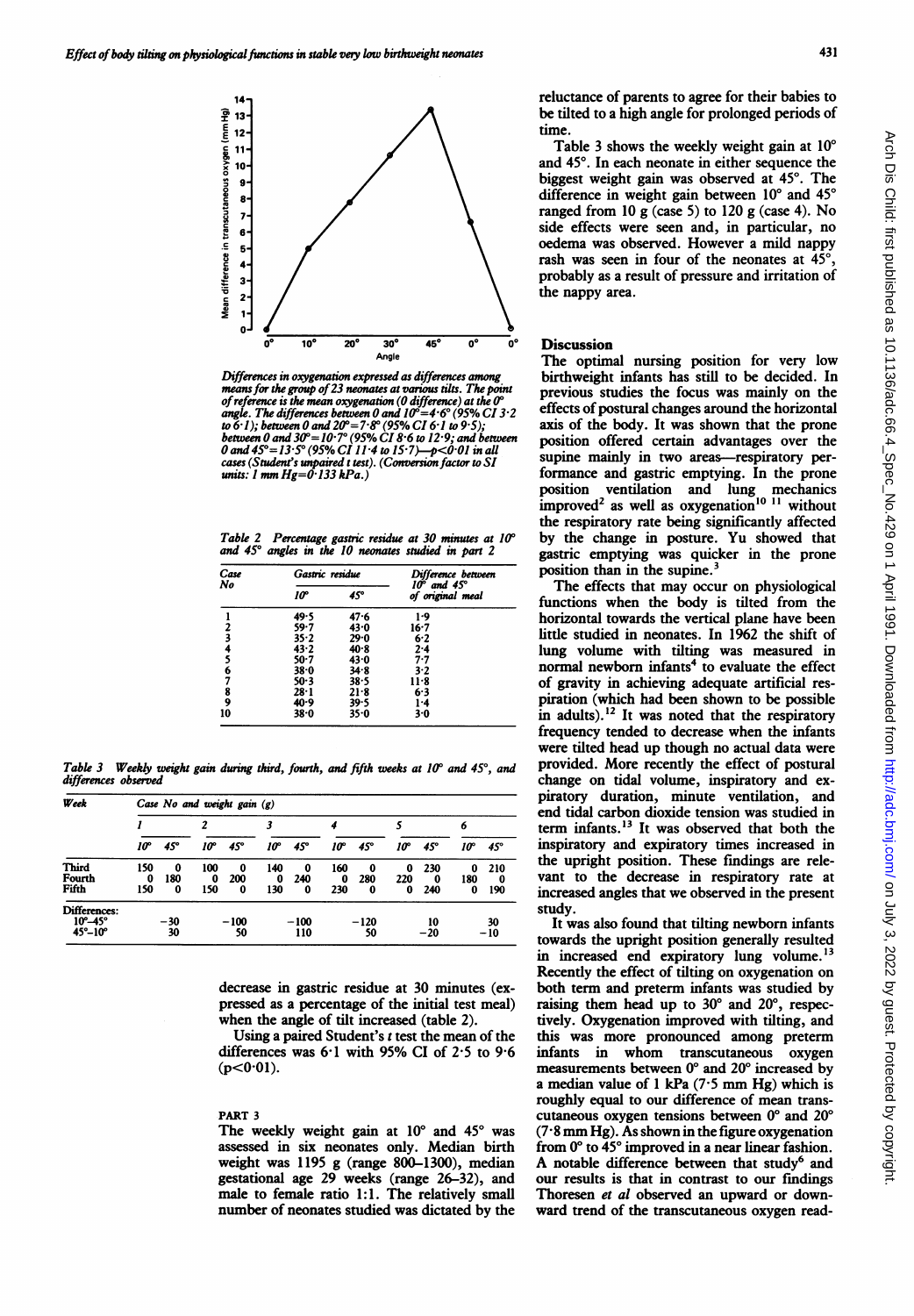Differences in oxygenation expressed as differences among means for the group of 23 neonates at various tilts. The point of reference is the mean oxygenation (0 difference) at the 0° angle. The differences between 0 and 10°=4·6° (95% CI 3·2 to 6·1); between 0 and 20°=7·8° (95% CI 6·1 to 9·5); between 0 and 30°=10·7° (95% CI 8·6 to 12·9); and between 0 and 45°=13·5° (95% CI 11·4 to 15·7)—$p<0·01$ in all cases (Student's unpaired t test). (Conversion factor to SI units: 1 mm Hg=0·133 kPa.)

*Table 2 Percentage gastric residue at 30 minutes at 10° and 45° angles in the 10 neonates studied in part 2*

| Case No | Gastric residue | | Difference between 10° and 45° of original meal |
|---|---|---|---|
| | 10° | 45° | |
| 1 | 49·5 | 47·6 | 1·9 |
| 2 | 59·7 | 43·0 | 16·7 |
| 3 | 35·2 | 29·0 | 6·2 |
| 4 | 43·2 | 40·8 | 2·4 |
| 5 | 50·7 | 43·0 | 7·7 |
| 6 | 38·0 | 34·8 | 3·2 |
| 7 | 50·3 | 38·5 | 11·8 |
| 8 | 28·1 | 21·8 | 6·3 |
| 9 | 40·9 | 39·5 | 1·4 |
| 10 | 38·0 | 35·0 | 3·0 |

*Table 3 Weekly weight gain during third, fourth, and fifth weeks at 10° and 45°, and differences observed*

| Week | Case No and weight gain (g) | | | | | | | | | | | |
|---|---|---|---|---|---|---|---|---|---|---|---|---|
| | 1 | | 2 | | 3 | | 4 | | 5 | | 6 | |
| | 10° | 45° | 10° | 45° | 10° | 45° | 10° | 45° | 10° | 45° | 10° | 45° |
| Third | 150 | 0 | 100 | 0 | 140 | 0 | 160 | 0 | 0 | 230 | 0 | 210 |
| Fourth | 0 | 180 | 0 | 200 | 0 | 240 | 0 | 280 | 220 | 0 | 180 | 0 |
| Fifth | 150 | 0 | 150 | 0 | 130 | 0 | 230 | 0 | 0 | 240 | 0 | 190 |
| Differences: | | | | | | | | | | | | |
| 10°–45° | −30 | | −100 | | −100 | | −120 | | 10 | | 30 | |
| 45°–10° | 30 | | 50 | | 110 | | 50 | | −20 | | −10 | |

decrease in gastric residue at 30 minutes (expressed as a percentage of the initial test meal) when the angle of tilt increased (table 2).

Using a paired Student's t test the mean of the differences was 6·1 with 95% CI of 2·5 to 9·6 ($p<0·01$).

### PART 3

The weekly weight gain at 10° and 45° was assessed in six neonates only. Median birth weight was 1195 g (range 800–1300), median gestational age 29 weeks (range 26–32), and male to female ratio 1:1. The relatively small number of neonates studied was dictated by the reluctance of parents to agree for their babies to be tilted to a high angle for prolonged periods of time.

Table 3 shows the weekly weight gain at 10° and 45°. In each neonate in either sequence the biggest weight gain was observed at 45°. The difference in weight gain between 10° and 45° ranged from 10 g (case 5) to 120 g (case 4). No side effects were seen and, in particular, no oedema was observed. However a mild nappy rash was seen in four of the neonates at 45°, probably as a result of pressure and irritation of the nappy area.

## Discussion

The optimal nursing position for very low birthweight infants has still to be decided. In previous studies the focus was mainly on the effects of postural changes around the horizontal axis of the body. It was shown that the prone position offered certain advantages over the supine mainly in two areas—respiratory performance and gastric emptying. In the prone position ventilation and lung mechanics improved[2] as well as oxygenation[10 11] without the respiratory rate being significantly affected by the change in posture. Yu showed that gastric emptying was quicker in the prone position than in the supine.[3]

The effects that may occur on physiological functions when the body is tilted from the horizontal towards the vertical plane have been little studied in neonates. In 1962 the shift of lung volume with tilting was measured in normal newborn infants[4] to evaluate the effect of gravity in achieving adequate artificial respiration (which had been shown to be possible in adults).[12] It was noted that the respiratory frequency tended to decrease when the infants were tilted head up though no actual data were provided. More recently the effect of postural change on tidal volume, inspiratory and expiratory duration, minute ventilation, and end tidal carbon dioxide tension was studied in term infants.[13] It was observed that both the inspiratory and expiratory times increased in the upright position. These findings are relevant to the decrease in respiratory rate at increased angles that we observed in the present study.

It was also found that tilting newborn infants towards the upright position generally resulted in increased end expiratory lung volume.[13] Recently the effect of tilting on oxygenation on both term and preterm infants was studied by raising them head up to 30° and 20°, respectively. Oxygenation improved with tilting, and this was more pronounced among preterm infants in whom transcutaneous oxygen measurements between 0° and 20° increased by a median value of 1 kPa (7·5 mm Hg) which is roughly equal to our difference of mean transcutaneous oxygen tensions between 0° and 20° (7·8 mm Hg). As shown in the figure oxygenation from 0° to 45° improved in a near linear fashion. A notable difference between that study[6] and our results is that in contrast to our findings Thoresen *et al* observed an upward or downward trend of the transcutaneous oxygen read-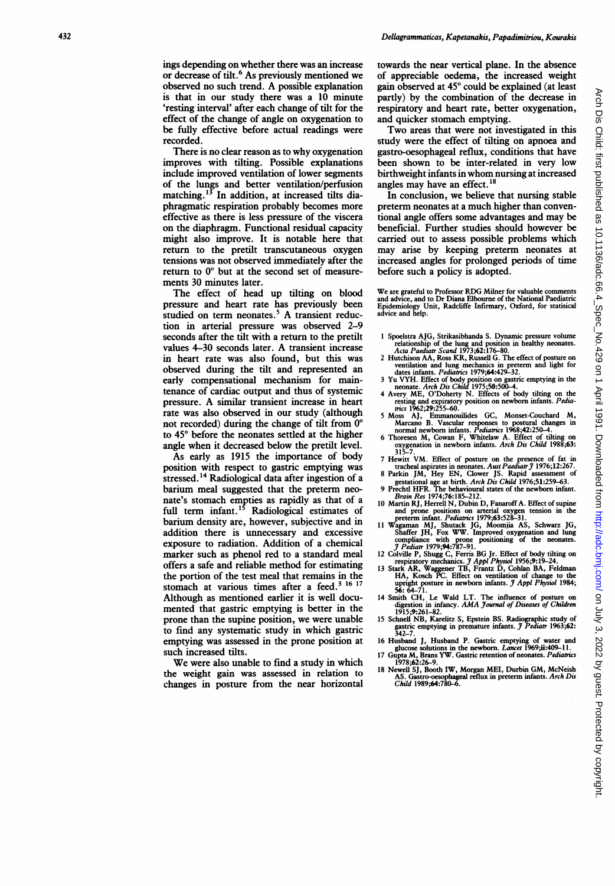ings depending on whether there was an increase or decrease of tilt.[6] As previously mentioned we observed no such trend. A possible explanation is that in our study there was a 10 minute 'resting interval' after each change of tilt for the effect of the change of angle on oxygenation to be fully effective before actual readings were recorded.

There is no clear reason as to why oxygenation improves with tilting. Possible explanations include improved ventilation of lower segments of the lungs and better ventilation/perfusion matching.[13] In addition, at increased tilts diaphragmatic respiration probably becomes more effective as there is less pressure of the viscera on the diaphragm. Functional residual capacity might also improve. It is notable here that return to the pretilt transcutaneous oxygen tensions was not observed immediately after the return to 0° but at the second set of measurements 30 minutes later.

The effect of head up tilting on blood pressure and heart rate has previously been studied on term neonates.[5] A transient reduction in arterial pressure was observed 2–9 seconds after the tilt with a return to the pretilt values 4–30 seconds later. A transient increase in heart rate was also found, but this was observed during the tilt and represented an early compensational mechanism for maintenance of cardiac output and thus of systemic pressure. A similar transient increase in heart rate was also observed in our study (although not recorded) during the change of tilt from 0° to 45° before the neonates settled at the higher angle when it decreased below the pretilt level.

As early as 1915 the importance of body position with respect to gastric emptying was stressed.[14] Radiological data after ingestion of a barium meal suggested that the preterm neonate's stomach empties as rapidly as that of a full term infant.[15] Radiological estimates of barium density are, however, subjective and in addition there is unnecessary and excessive exposure to radiation. Addition of a chemical marker such as phenol red to a standard meal offers a safe and reliable method for estimating the portion of the test meal that remains in the stomach at various times after a feed.[3 16 17] Although as mentioned earlier it is well documented that gastric emptying is better in the prone than the supine position, we were unable to find any systematic study in which gastric emptying was assessed in the prone position at such increased tilts.

We were also unable to find a study in which the weight gain was assessed in relation to changes in posture from the near horizontal towards the near vertical plane. In the absence of appreciable oedema, the increased weight gain observed at 45° could be explained (at least partly) by the combination of the decrease in respiratory and heart rate, better oxygenation, and quicker stomach emptying.

Two areas that were not investigated in this study were the effect of tilting on apnoea and gastro-oesophageal reflux, conditions that have been shown to be inter-related in very low birthweight infants in whom nursing at increased angles may have an effect.[18]

In conclusion, we believe that nursing stable preterm neonates at a much higher than conventional angle offers some advantages and may be beneficial. Further studies should however be carried out to assess possible problems which may arise by keeping preterm neonates at increased angles for prolonged periods of time before such a policy is adopted.

We are grateful to Professor RDG Milner for valuable comments and advice, and to Dr Diana Elbourne of the National Paediatric Epidemiology Unit, Radcliffe Infirmary, Oxford, for statisical advice and help.

1. Spoelstra AJG, Strikasibhanda S. Dynamic pressure volume relationship of the lung and position in healthy neonates. *Acta Paediatr Scand* 1973;62:176–80.
2. Hutchison AA, Ross KR, Russell G. The effect of posture on ventilation and lung mechanics in preterm and light for dates infants. *Pediatrics* 1979;64:429–32.
3. Yu VYH. Effect of body position on gastric emptying in the neonate. *Arch Dis Child* 1975;50:500–4.
4. Avery ME, O'Doherty N. Effects of body tilting on the resting and expiratory position on newborn infants. *Pediatrics* 1962;29:255–60.
5. Moss AJ, Emmanouilides GC, Monset-Couchard M, Marcano B. Vascular responses to postural changes in normal newborn infants. *Pediatrics* 1968;42:250–4.
6. Thoresen M, Cowan F, Whitelaw A. Effect of tilting on oxygenation in newborn infants. *Arch Dis Child* 1988;63:315–7.
7. Hewitt VM. Effect of posture on the presence of fat in tracheal aspirates in neonates. *Aust Paediatr J* 1976;12:267.
8. Parkin JM, Hey EN, Clower JS. Rapid assessment of gestational age at birth. *Arch Dis Child* 1976;51:259–63.
9. Prechtl HFR. The behavioural states of the newborn infant. *Brain Res* 1974;76:185–212.
10. Martin RJ, Herrell N, Dubin D, Fanaroff A. Effect of supine and prone positions on arterial oxygen tension in the preterm infant. *Pediatrics* 1979;63:528–31.
11. Wagaman MJ, Shutack JG, Moomjia AS, Schwarz JG, Shaffer JH, Fox WW. Improved oxygenation and lung compliance with prone positioning of the neonates. *J Pediatr* 1979;94:787–91.
12. Colville P, Shugg C, Ferris BG Jr. Effect of body tilting on respiratory mechanics. *J Appl Physiol* 1956;9:19–24.
13. Stark AR, Waggener TB, Frantz D, Cohlan BA, Feldman HA, Kosch PC. Effect on ventilation of change to the upright posture in newborn infants. *J Appl Physiol* 1984; 56: 64–71.
14. Smith CH, Le Wald LT. The influence of posture on digestion in infancy. *AMA Journal of Diseases of Children* 1915;9:261–82.
15. Schnell NB, Karelitz S, Epstein BS. Radiographic study of gastric emptying in premature infants. *J Pediatr* 1963;62:342–7.
16. Husband J, Husband P. Gastric emptying of water and glucose solutions in the newborn. *Lancet* 1969;ii:409–11.
17. Gupta M, Brans YW. Gastric retention of neonates. *Pediatrics* 1978;62:26–9.
18. Newell SJ, Booth IW, Morgan MEI, Durbin GM, McNeish AS. Gastro-oesophageal reflux in preterm infants. *Arch Dis Child* 1989;64:780–6.